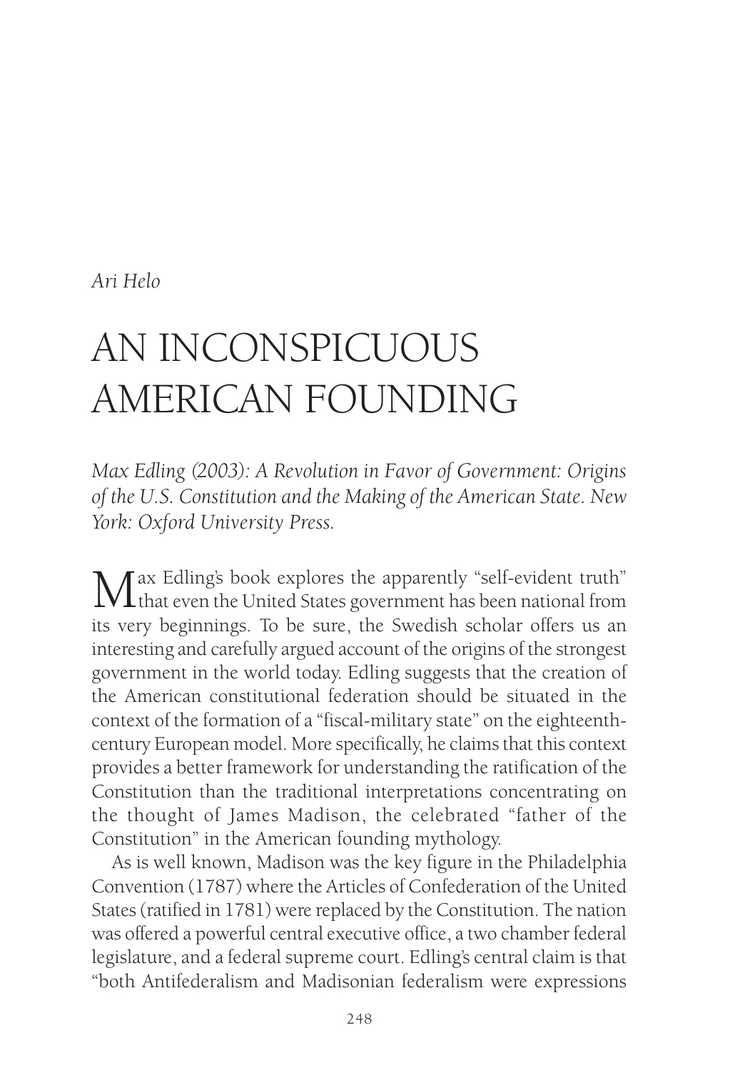*Ari Helo*

# AN INCONSPICUOUS AMERICAN FOUNDING

*Max Edling (2003): A Revolution in Favor of Government: Origins of the U.S. Constitution and the Making of the American State. New York: Oxford University Press.*

Max Edling's book explores the apparently "self-evident truth" that even the United States government has been national from its very beginnings. To be sure, the Swedish scholar offers us an interesting and carefully argued account of the origins of the strongest government in the world today. Edling suggests that the creation of the American constitutional federation should be situated in the context of the formation of a "fiscal-military state" on the eighteenth-century European model. More specifically, he claims that this context provides a better framework for understanding the ratification of the Constitution than the traditional interpretations concentrating on the thought of James Madison, the celebrated "father of the Constitution" in the American founding mythology.

As is well known, Madison was the key figure in the Philadelphia Convention (1787) where the Articles of Confederation of the United States (ratified in 1781) were replaced by the Constitution. The nation was offered a powerful central executive office, a two chamber federal legislature, and a federal supreme court. Edling's central claim is that "both Antifederalism and Madisonian federalism were expressions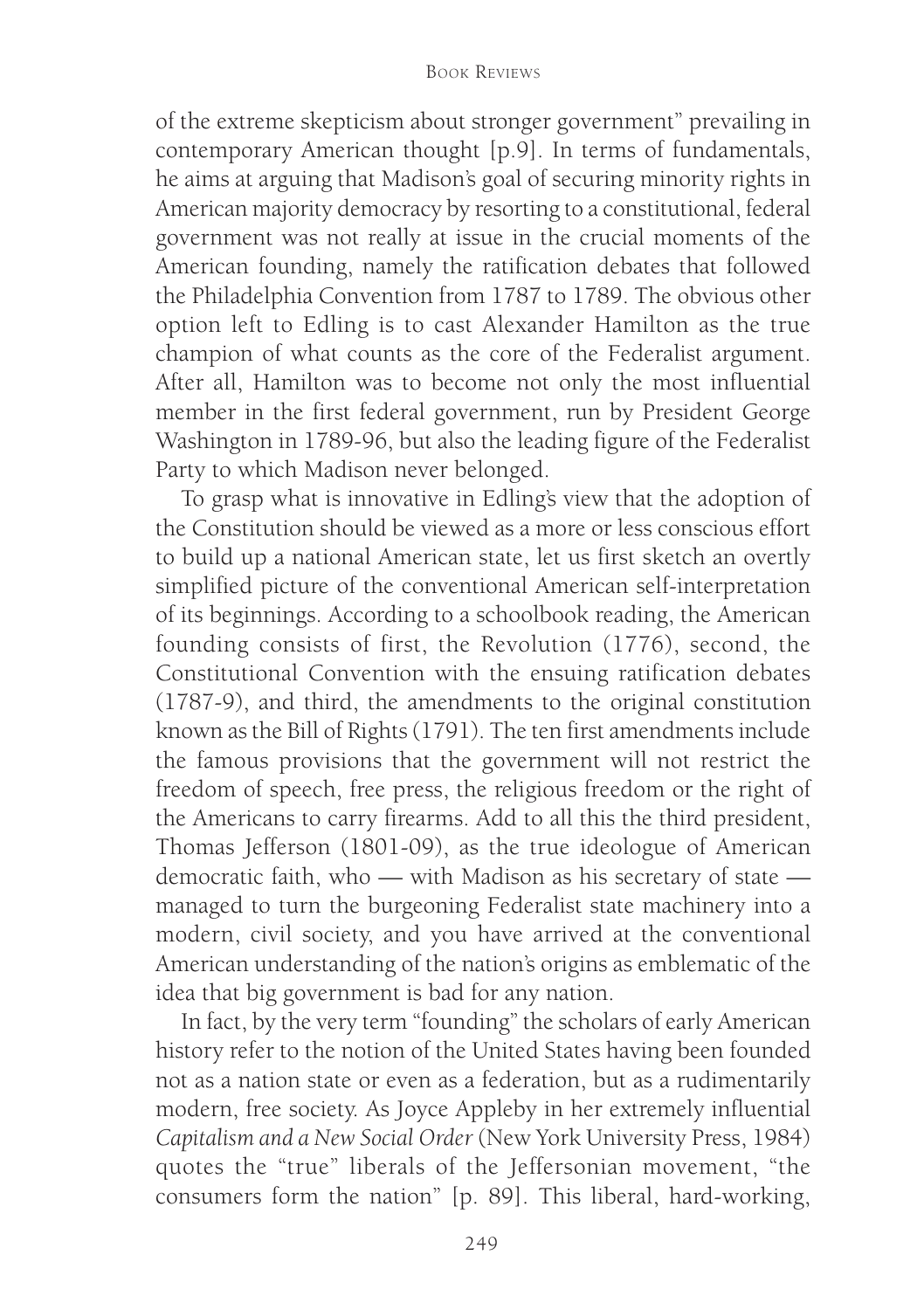of the extreme skepticism about stronger government" prevailing in contemporary American thought [p.9]. In terms of fundamentals, he aims at arguing that Madison's goal of securing minority rights in American majority democracy by resorting to a constitutional, federal government was not really at issue in the crucial moments of the American founding, namely the ratification debates that followed the Philadelphia Convention from 1787 to 1789. The obvious other option left to Edling is to cast Alexander Hamilton as the true champion of what counts as the core of the Federalist argument. After all, Hamilton was to become not only the most influential member in the first federal government, run by President George Washington in 1789-96, but also the leading figure of the Federalist Party to which Madison never belonged.

To grasp what is innovative in Edling's view that the adoption of the Constitution should be viewed as a more or less conscious effort to build up a national American state, let us first sketch an overtly simplified picture of the conventional American self-interpretation of its beginnings. According to a schoolbook reading, the American founding consists of first, the Revolution (1776), second, the Constitutional Convention with the ensuing ratification debates (1787-9), and third, the amendments to the original constitution known as the Bill of Rights (1791). The ten first amendments include the famous provisions that the government will not restrict the freedom of speech, free press, the religious freedom or the right of the Americans to carry firearms. Add to all this the third president, Thomas Jefferson (1801-09), as the true ideologue of American democratic faith, who — with Madison as his secretary of state — managed to turn the burgeoning Federalist state machinery into a modern, civil society, and you have arrived at the conventional American understanding of the nation's origins as emblematic of the idea that big government is bad for any nation.

In fact, by the very term "founding" the scholars of early American history refer to the notion of the United States having been founded not as a nation state or even as a federation, but as a rudimentarily modern, free society. As Joyce Appleby in her extremely influential *Capitalism and a New Social Order* (New York University Press, 1984) quotes the "true" liberals of the Jeffersonian movement, "the consumers form the nation" [p. 89]. This liberal, hard-working,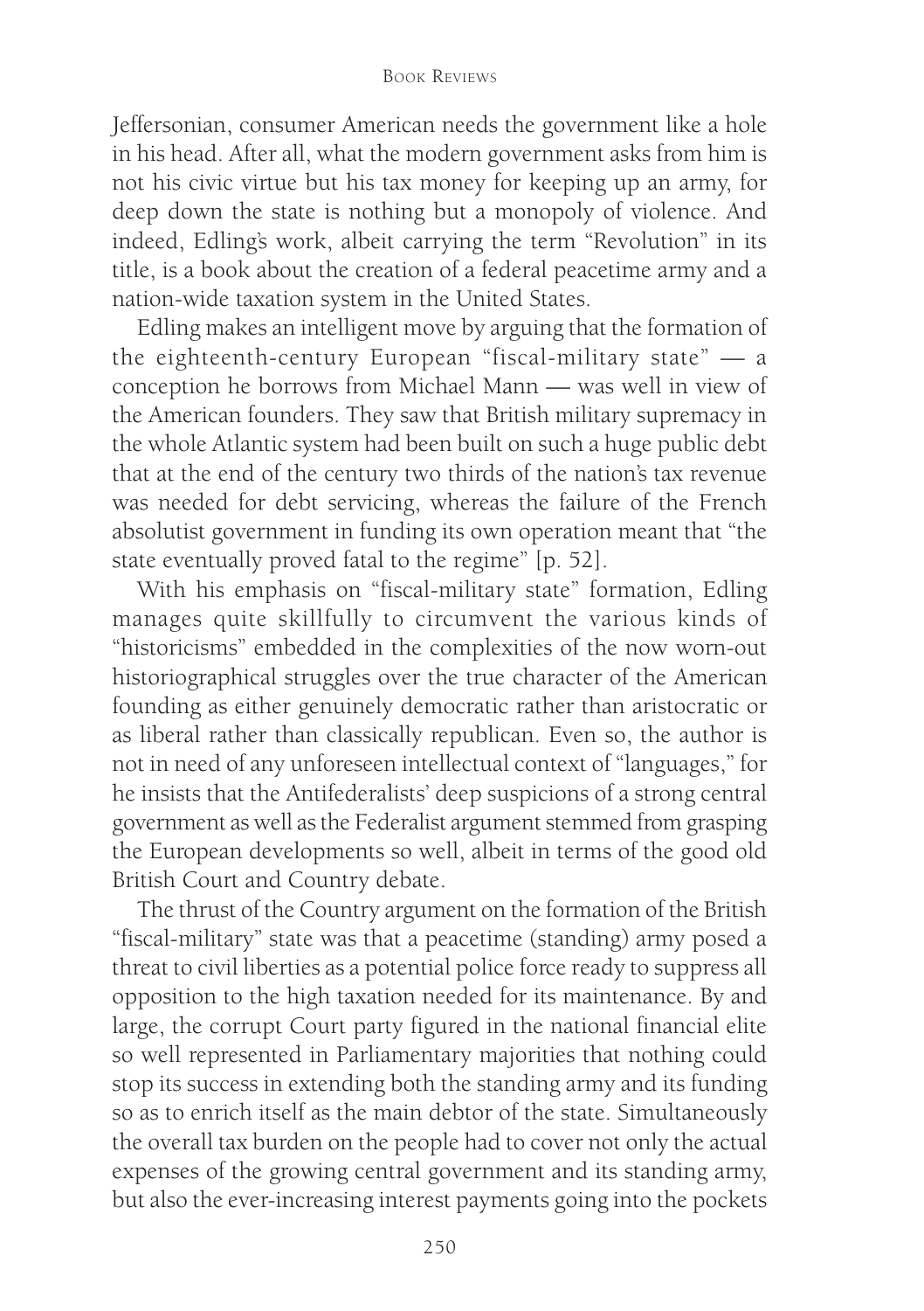Jeffersonian, consumer American needs the government like a hole in his head. After all, what the modern government asks from him is not his civic virtue but his tax money for keeping up an army, for deep down the state is nothing but a monopoly of violence. And indeed, Edling's work, albeit carrying the term "Revolution" in its title, is a book about the creation of a federal peacetime army and a nation-wide taxation system in the United States.

Edling makes an intelligent move by arguing that the formation of the eighteenth-century European "fiscal-military state" — a conception he borrows from Michael Mann — was well in view of the American founders. They saw that British military supremacy in the whole Atlantic system had been built on such a huge public debt that at the end of the century two thirds of the nation's tax revenue was needed for debt servicing, whereas the failure of the French absolutist government in funding its own operation meant that "the state eventually proved fatal to the regime" [p. 52].

With his emphasis on "fiscal-military state" formation, Edling manages quite skillfully to circumvent the various kinds of "historicisms" embedded in the complexities of the now worn-out historiographical struggles over the true character of the American founding as either genuinely democratic rather than aristocratic or as liberal rather than classically republican. Even so, the author is not in need of any unforeseen intellectual context of "languages," for he insists that the Antifederalists' deep suspicions of a strong central government as well as the Federalist argument stemmed from grasping the European developments so well, albeit in terms of the good old British Court and Country debate.

The thrust of the Country argument on the formation of the British "fiscal-military" state was that a peacetime (standing) army posed a threat to civil liberties as a potential police force ready to suppress all opposition to the high taxation needed for its maintenance. By and large, the corrupt Court party figured in the national financial elite so well represented in Parliamentary majorities that nothing could stop its success in extending both the standing army and its funding so as to enrich itself as the main debtor of the state. Simultaneously the overall tax burden on the people had to cover not only the actual expenses of the growing central government and its standing army, but also the ever-increasing interest payments going into the pockets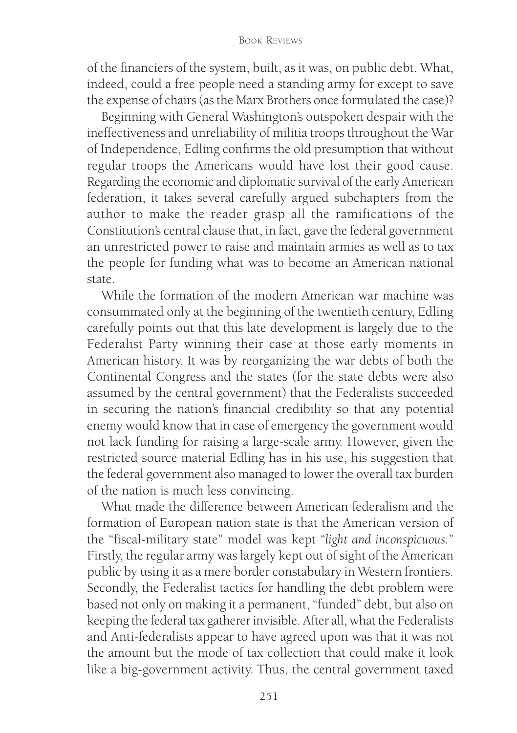of the financiers of the system, built, as it was, on public debt. What, indeed, could a free people need a standing army for except to save the expense of chairs (as the Marx Brothers once formulated the case)?

Beginning with General Washington's outspoken despair with the ineffectiveness and unreliability of militia troops throughout the War of Independence, Edling confirms the old presumption that without regular troops the Americans would have lost their good cause. Regarding the economic and diplomatic survival of the early American federation, it takes several carefully argued subchapters from the author to make the reader grasp all the ramifications of the Constitution's central clause that, in fact, gave the federal government an unrestricted power to raise and maintain armies as well as to tax the people for funding what was to become an American national state.

While the formation of the modern American war machine was consummated only at the beginning of the twentieth century, Edling carefully points out that this late development is largely due to the Federalist Party winning their case at those early moments in American history. It was by reorganizing the war debts of both the Continental Congress and the states (for the state debts were also assumed by the central government) that the Federalists succeeded in securing the nation's financial credibility so that any potential enemy would know that in case of emergency the government would not lack funding for raising a large-scale army. However, given the restricted source material Edling has in his use, his suggestion that the federal government also managed to lower the overall tax burden of the nation is much less convincing.

What made the difference between American federalism and the formation of European nation state is that the American version of the "fiscal-military state" model was kept "*light and inconspicuous.*" Firstly, the regular army was largely kept out of sight of the American public by using it as a mere border constabulary in Western frontiers. Secondly, the Federalist tactics for handling the debt problem were based not only on making it a permanent, "funded" debt, but also on keeping the federal tax gatherer invisible. After all, what the Federalists and Anti-federalists appear to have agreed upon was that it was not the amount but the mode of tax collection that could make it look like a big-government activity. Thus, the central government taxed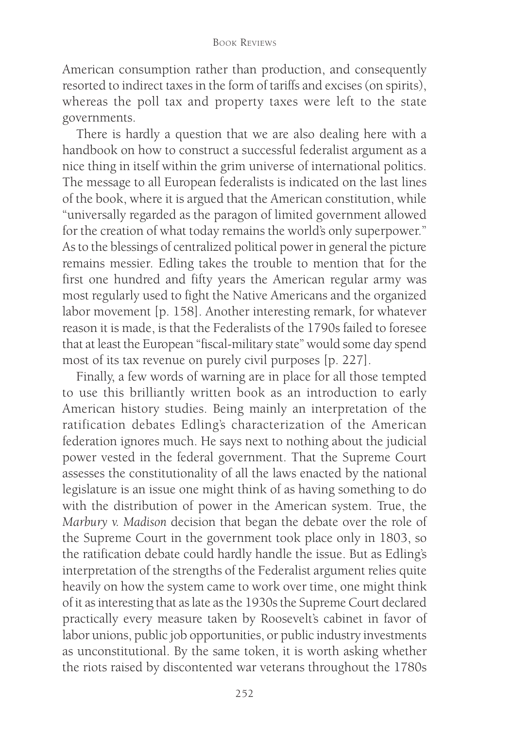American consumption rather than production, and consequently resorted to indirect taxes in the form of tariffs and excises (on spirits), whereas the poll tax and property taxes were left to the state governments.

There is hardly a question that we are also dealing here with a handbook on how to construct a successful federalist argument as a nice thing in itself within the grim universe of international politics. The message to all European federalists is indicated on the last lines of the book, where it is argued that the American constitution, while "universally regarded as the paragon of limited government allowed for the creation of what today remains the world's only superpower." As to the blessings of centralized political power in general the picture remains messier. Edling takes the trouble to mention that for the first one hundred and fifty years the American regular army was most regularly used to fight the Native Americans and the organized labor movement [p. 158]. Another interesting remark, for whatever reason it is made, is that the Federalists of the 1790s failed to foresee that at least the European "fiscal-military state" would some day spend most of its tax revenue on purely civil purposes [p. 227].

Finally, a few words of warning are in place for all those tempted to use this brilliantly written book as an introduction to early American history studies. Being mainly an interpretation of the ratification debates Edling's characterization of the American federation ignores much. He says next to nothing about the judicial power vested in the federal government. That the Supreme Court assesses the constitutionality of all the laws enacted by the national legislature is an issue one might think of as having something to do with the distribution of power in the American system. True, the *Marbury v. Madison* decision that began the debate over the role of the Supreme Court in the government took place only in 1803, so the ratification debate could hardly handle the issue. But as Edling's interpretation of the strengths of the Federalist argument relies quite heavily on how the system came to work over time, one might think of it as interesting that as late as the 1930s the Supreme Court declared practically every measure taken by Roosevelt's cabinet in favor of labor unions, public job opportunities, or public industry investments as unconstitutional. By the same token, it is worth asking whether the riots raised by discontented war veterans throughout the 1780s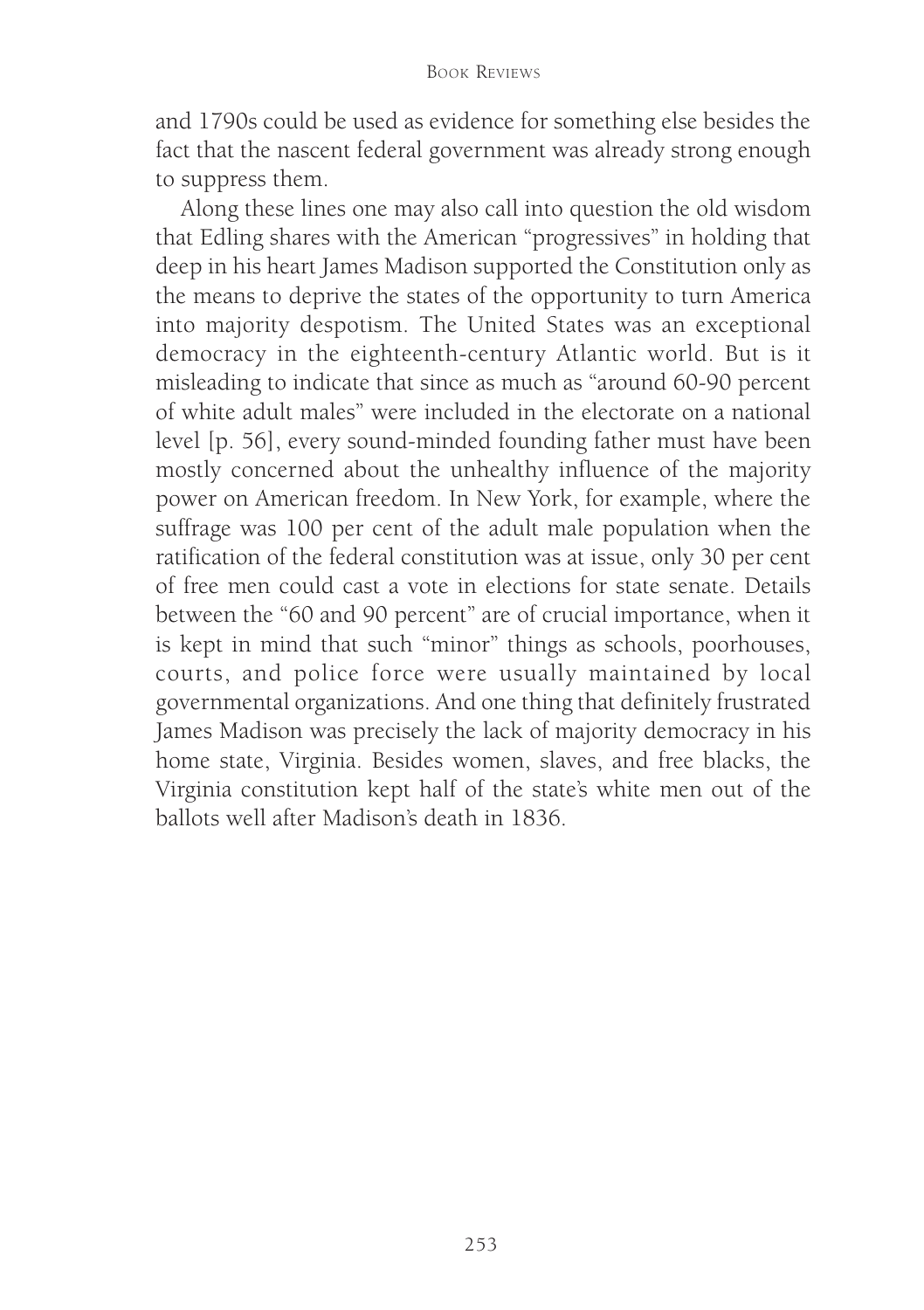and 1790s could be used as evidence for something else besides the fact that the nascent federal government was already strong enough to suppress them.

Along these lines one may also call into question the old wisdom that Edling shares with the American "progressives" in holding that deep in his heart James Madison supported the Constitution only as the means to deprive the states of the opportunity to turn America into majority despotism. The United States was an exceptional democracy in the eighteenth-century Atlantic world. But is it misleading to indicate that since as much as "around 60-90 percent of white adult males" were included in the electorate on a national level [p. 56], every sound-minded founding father must have been mostly concerned about the unhealthy influence of the majority power on American freedom. In New York, for example, where the suffrage was 100 per cent of the adult male population when the ratification of the federal constitution was at issue, only 30 per cent of free men could cast a vote in elections for state senate. Details between the "60 and 90 percent" are of crucial importance, when it is kept in mind that such "minor" things as schools, poorhouses, courts, and police force were usually maintained by local governmental organizations. And one thing that definitely frustrated James Madison was precisely the lack of majority democracy in his home state, Virginia. Besides women, slaves, and free blacks, the Virginia constitution kept half of the state's white men out of the ballots well after Madison's death in 1836.